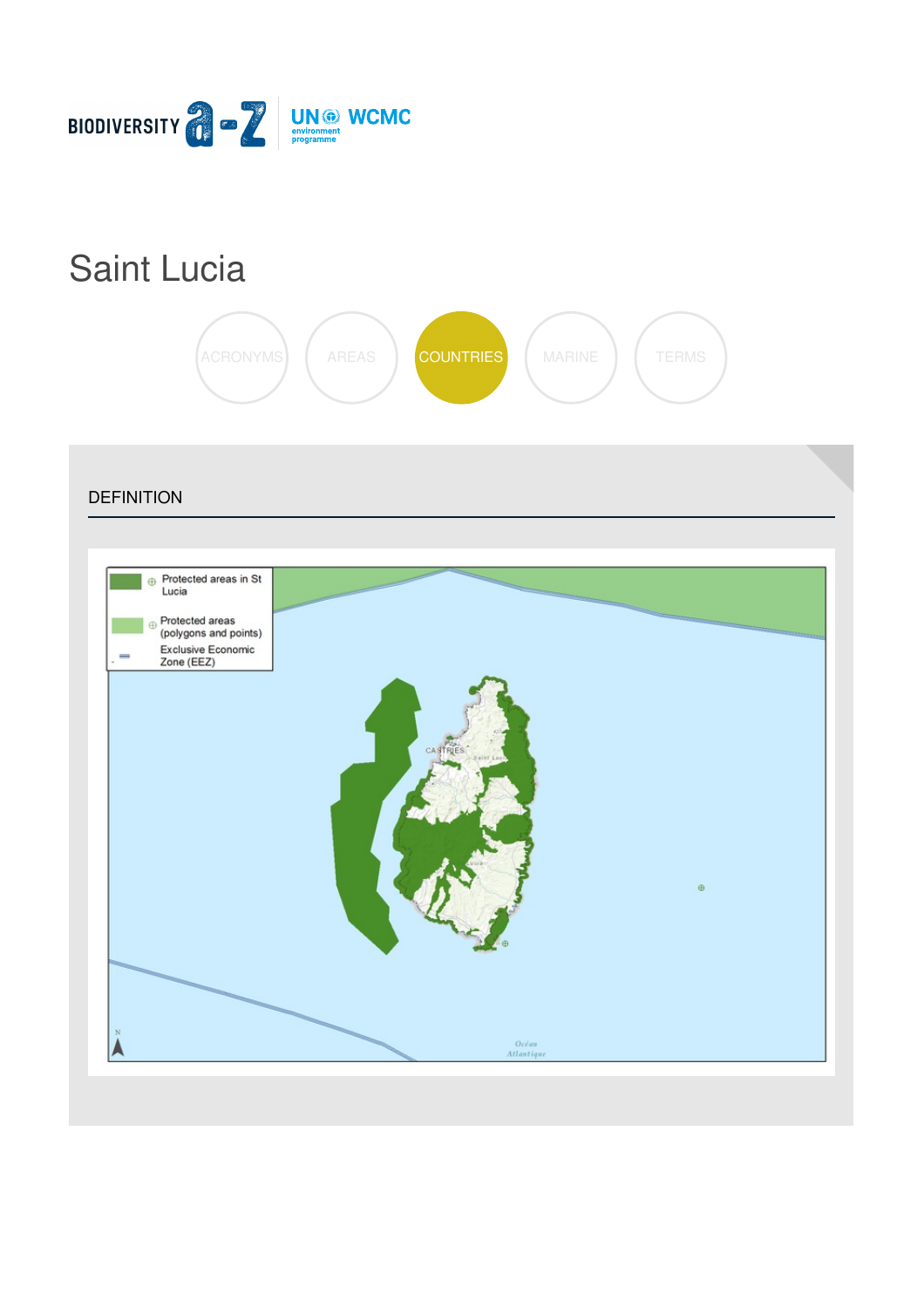# Saint Lucia

ACRONYMS AREAS COUNTRIES MARINE TERMS

## DEFINITION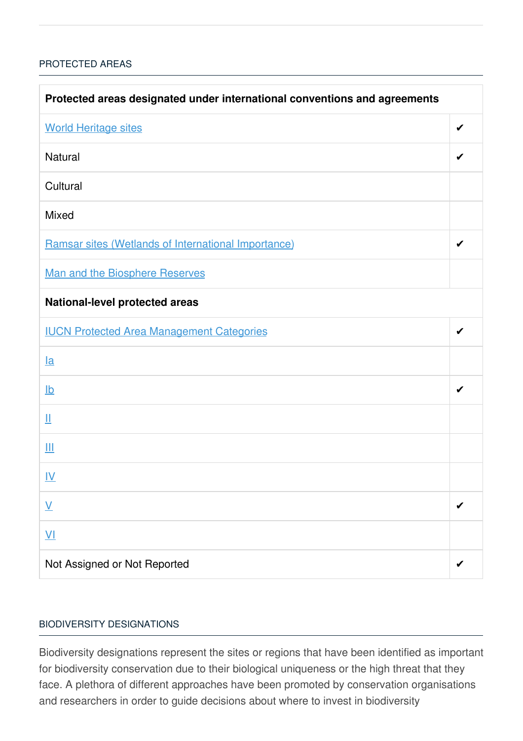## PROTECTED AREAS

| Protected areas designated under international conventions and agreements | |
|---|---|
| World Heritage sites | ✔ |
| Natural | ✔ |
| Cultural | |
| Mixed | |
| Ramsar sites (Wetlands of International Importance) | ✔ |
| Man and the Biosphere Reserves | |
| **National-level protected areas** | |
| IUCN Protected Area Management Categories | ✔ |
| Ia | |
| Ib | ✔ |
| II | |
| III | |
| IV | |
| V | ✔ |
| VI | |
| Not Assigned or Not Reported | ✔ |

## BIODIVERSITY DESIGNATIONS

Biodiversity designations represent the sites or regions that have been identified as important for biodiversity conservation due to their biological uniqueness or the high threat that they face. A plethora of different approaches have been promoted by conservation organisations and researchers in order to guide decisions about where to invest in biodiversity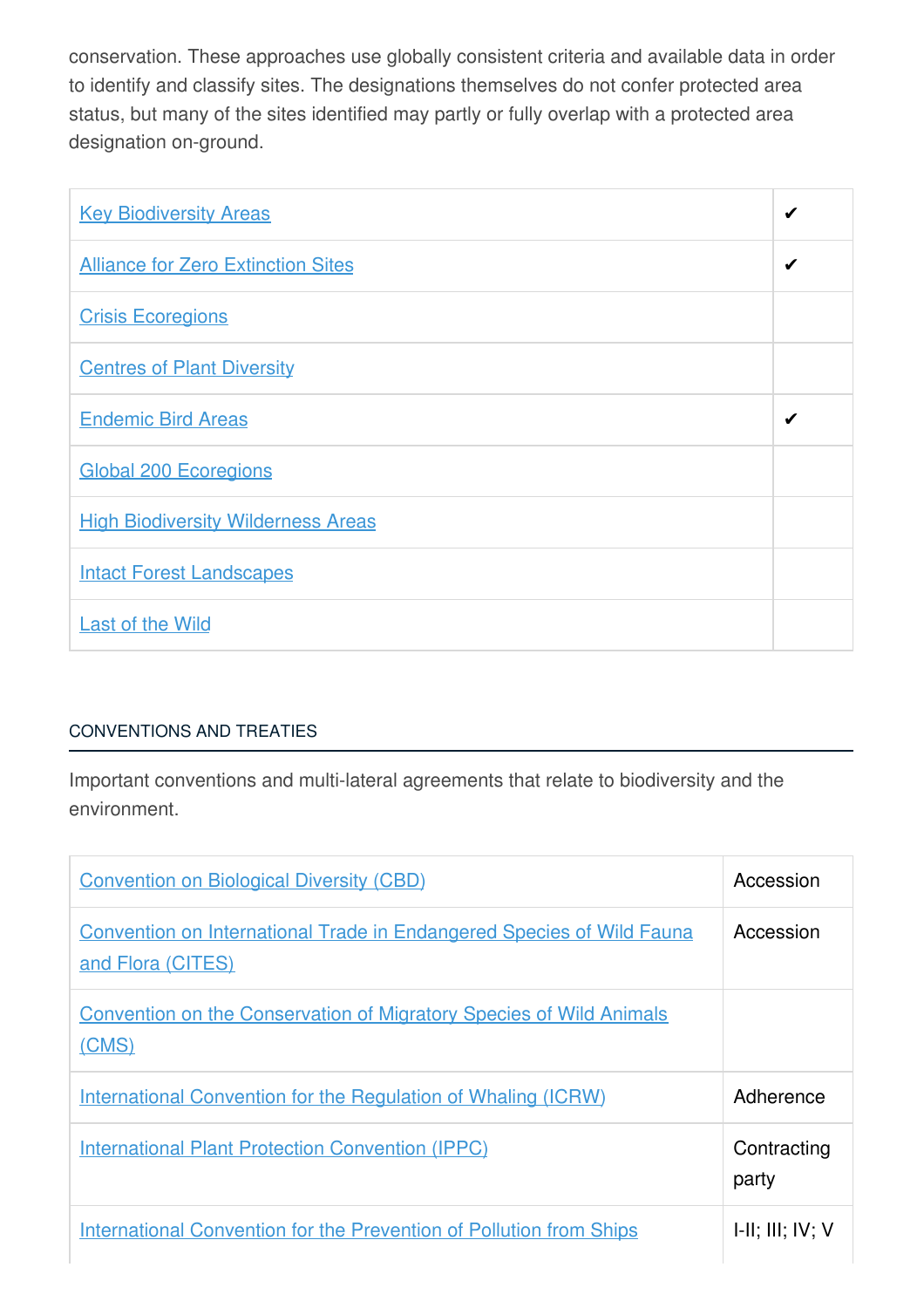conservation. These approaches use globally consistent criteria and available data in order to identify and classify sites. The designations themselves do not confer protected area status, but many of the sites identified may partly or fully overlap with a protected area designation on-ground.

| | |
|---|---|
| Key Biodiversity Areas | ✔ |
| Alliance for Zero Extinction Sites | ✔ |
| Crisis Ecoregions | |
| Centres of Plant Diversity | |
| Endemic Bird Areas | ✔ |
| Global 200 Ecoregions | |
| High Biodiversity Wilderness Areas | |
| Intact Forest Landscapes | |
| Last of the Wild | |

## CONVENTIONS AND TREATIES

Important conventions and multi-lateral agreements that relate to biodiversity and the environment.

| | |
|---|---|
| Convention on Biological Diversity (CBD) | Accession |
| Convention on International Trade in Endangered Species of Wild Fauna and Flora (CITES) | Accession |
| Convention on the Conservation of Migratory Species of Wild Animals (CMS) | |
| International Convention for the Regulation of Whaling (ICRW) | Adherence |
| International Plant Protection Convention (IPPC) | Contracting party |
| International Convention for the Prevention of Pollution from Ships | I-II; III; IV; V |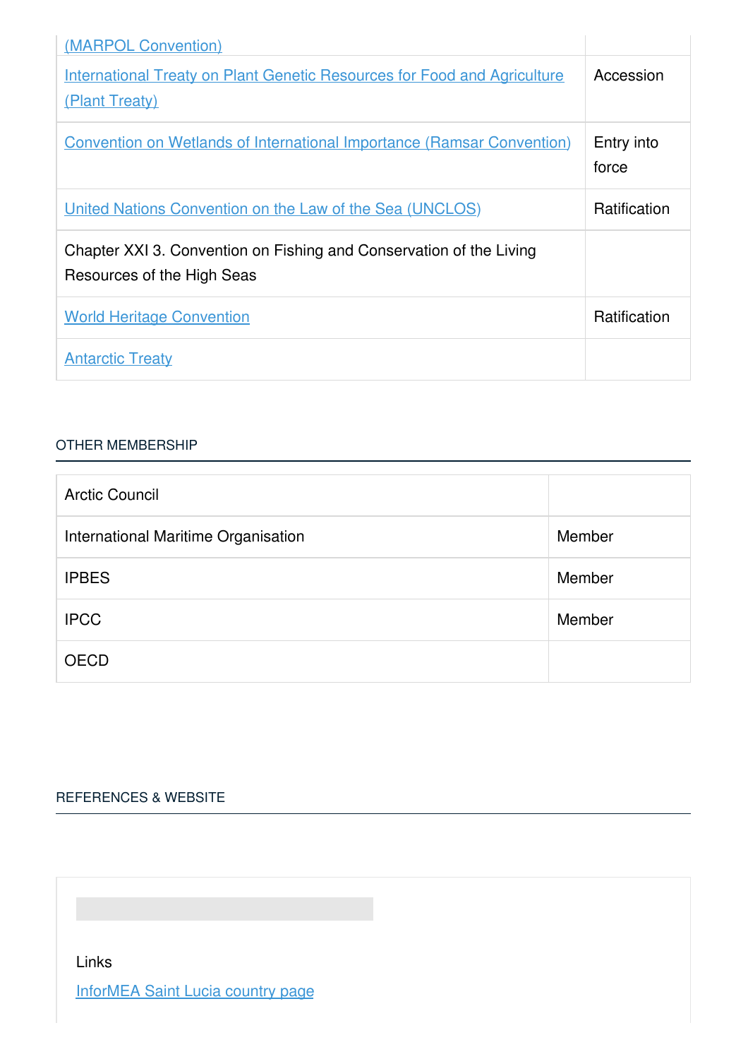| | |
|---|---|
| (MARPOL Convention) | |
| International Treaty on Plant Genetic Resources for Food and Agriculture (Plant Treaty) | Accession |
| Convention on Wetlands of International Importance (Ramsar Convention) | Entry into force |
| United Nations Convention on the Law of the Sea (UNCLOS) | Ratification |
| Chapter XXI 3. Convention on Fishing and Conservation of the Living Resources of the High Seas | |
| World Heritage Convention | Ratification |
| Antarctic Treaty | |

## OTHER MEMBERSHIP

| | |
|---|---|
| Arctic Council | |
| International Maritime Organisation | Member |
| IPBES | Member |
| IPCC | Member |
| OECD | |

## REFERENCES & WEBSITE

Links

InforMEA Saint Lucia country page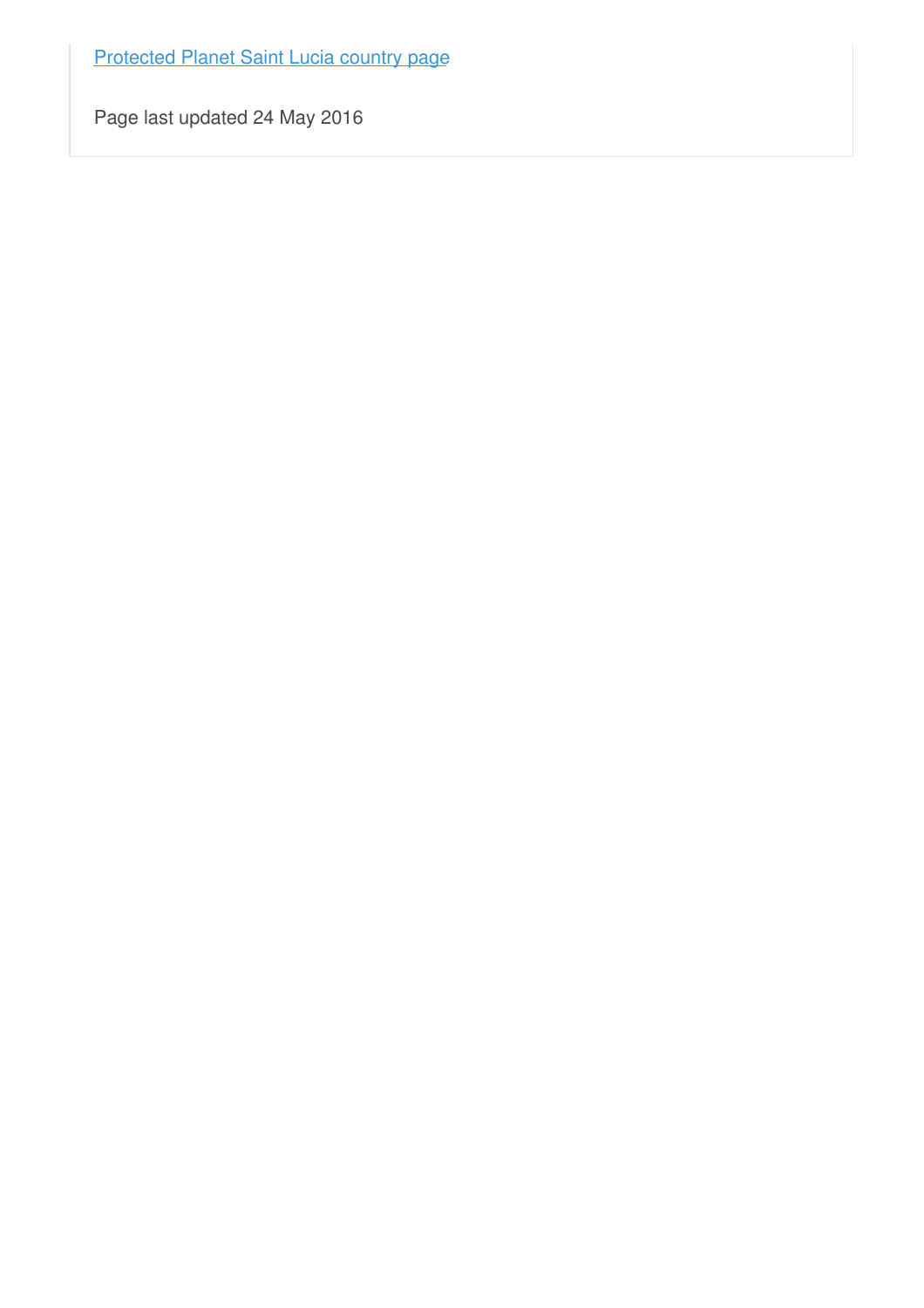[Protected Planet Saint Lucia country page]

Page last updated 24 May 2016